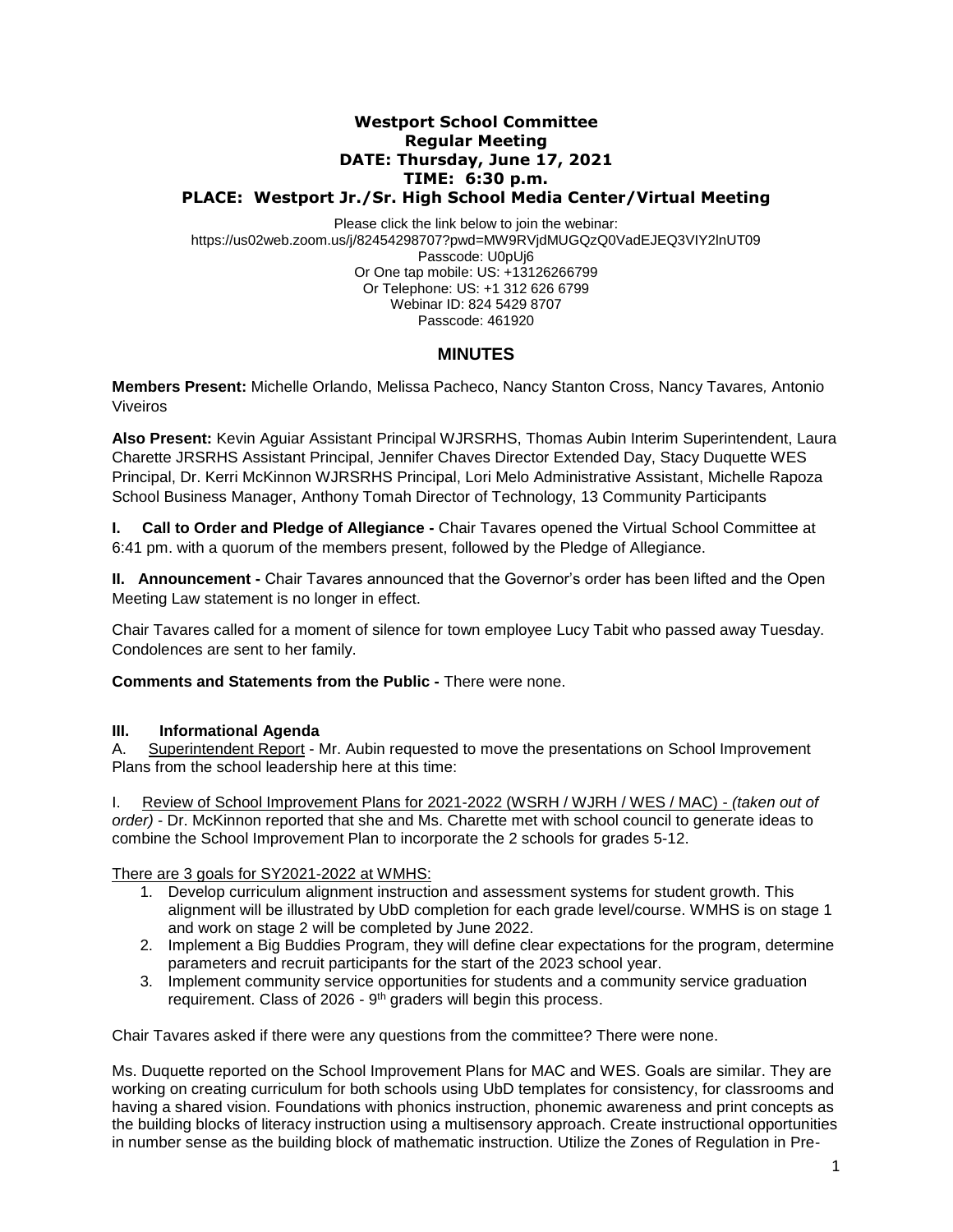# Westport School Committee
## Regular Meeting
## DATE: Thursday, June 17, 2021
## TIME: 6:30 p.m.
## PLACE: Westport Jr./Sr. High School Media Center/Virtual Meeting

Please click the link below to join the webinar:
https://us02web.zoom.us/j/82454298707?pwd=MW9RVjdMUGQzQ0VadEJEQ3VIY2lnUT09
Passcode: U0pUj6
Or One tap mobile: US: +13126266799
Or Telephone: US: +1 312 626 6799
Webinar ID: 824 5429 8707
Passcode: 461920

## MINUTES

**Members Present:** Michelle Orlando, Melissa Pacheco, Nancy Stanton Cross, Nancy Tavares*,* Antonio Viveiros

**Also Present:** Kevin Aguiar Assistant Principal WJRSRHS, Thomas Aubin Interim Superintendent, Laura Charette JRSRHS Assistant Principal, Jennifer Chaves Director Extended Day, Stacy Duquette WES Principal, Dr. Kerri McKinnon WJRSRHS Principal, Lori Melo Administrative Assistant, Michelle Rapoza School Business Manager, Anthony Tomah Director of Technology, 13 Community Participants

**I. Call to Order and Pledge of Allegiance -** Chair Tavares opened the Virtual School Committee at 6:41 pm. with a quorum of the members present, followed by the Pledge of Allegiance.

**II. Announcement -** Chair Tavares announced that the Governor's order has been lifted and the Open Meeting Law statement is no longer in effect.

Chair Tavares called for a moment of silence for town employee Lucy Tabit who passed away Tuesday. Condolences are sent to her family.

**Comments and Statements from the Public -** There were none.

**III. Informational Agenda**

A. Superintendent Report - Mr. Aubin requested to move the presentations on School Improvement Plans from the school leadership here at this time:

I. Review of School Improvement Plans for 2021-2022 (WSRH / WJRH / WES / MAC) - *(taken out of order)* - Dr. McKinnon reported that she and Ms. Charette met with school council to generate ideas to combine the School Improvement Plan to incorporate the 2 schools for grades 5-12.

There are 3 goals for SY2021-2022 at WMHS:

1. Develop curriculum alignment instruction and assessment systems for student growth. This alignment will be illustrated by UbD completion for each grade level/course. WMHS is on stage 1 and work on stage 2 will be completed by June 2022.
2. Implement a Big Buddies Program, they will define clear expectations for the program, determine parameters and recruit participants for the start of the 2023 school year.
3. Implement community service opportunities for students and a community service graduation requirement. Class of 2026 - 9th graders will begin this process.

Chair Tavares asked if there were any questions from the committee? There were none.

Ms. Duquette reported on the School Improvement Plans for MAC and WES. Goals are similar. They are working on creating curriculum for both schools using UbD templates for consistency, for classrooms and having a shared vision. Foundations with phonics instruction, phonemic awareness and print concepts as the building blocks of literacy instruction using a multisensory approach. Create instructional opportunities in number sense as the building block of mathematic instruction. Utilize the Zones of Regulation in Pre-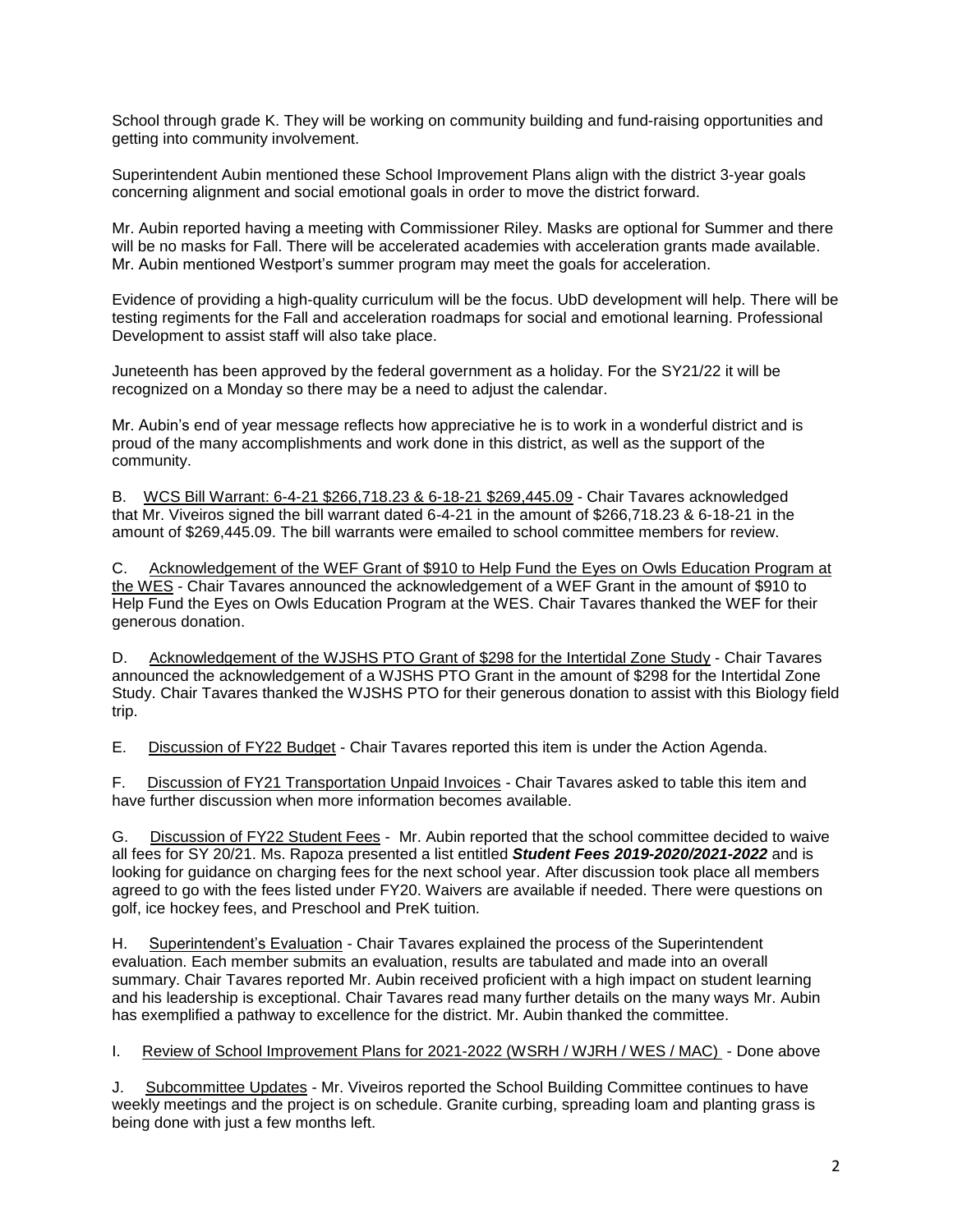School through grade K. They will be working on community building and fund-raising opportunities and getting into community involvement.

Superintendent Aubin mentioned these School Improvement Plans align with the district 3-year goals concerning alignment and social emotional goals in order to move the district forward.

Mr. Aubin reported having a meeting with Commissioner Riley. Masks are optional for Summer and there will be no masks for Fall. There will be accelerated academies with acceleration grants made available. Mr. Aubin mentioned Westport's summer program may meet the goals for acceleration.

Evidence of providing a high-quality curriculum will be the focus. UbD development will help. There will be testing regiments for the Fall and acceleration roadmaps for social and emotional learning. Professional Development to assist staff will also take place.

Juneteenth has been approved by the federal government as a holiday. For the SY21/22 it will be recognized on a Monday so there may be a need to adjust the calendar.

Mr. Aubin's end of year message reflects how appreciative he is to work in a wonderful district and is proud of the many accomplishments and work done in this district, as well as the support of the community.

B. <u>WCS Bill Warrant: 6-4-21 $266,718.23 & 6-18-21 $269,445.09</u> - Chair Tavares acknowledged that Mr. Viveiros signed the bill warrant dated 6-4-21 in the amount of $266,718.23 & 6-18-21 in the amount of $269,445.09. The bill warrants were emailed to school committee members for review.

C. <u>Acknowledgement of the WEF Grant of $910 to Help Fund the Eyes on Owls Education Program at the WES</u> - Chair Tavares announced the acknowledgement of a WEF Grant in the amount of $910 to Help Fund the Eyes on Owls Education Program at the WES. Chair Tavares thanked the WEF for their generous donation.

D. <u>Acknowledgement of the WJSHS PTO Grant of $298 for the Intertidal Zone Study</u> - Chair Tavares announced the acknowledgement of a WJSHS PTO Grant in the amount of $298 for the Intertidal Zone Study. Chair Tavares thanked the WJSHS PTO for their generous donation to assist with this Biology field trip.

E. <u>Discussion of FY22 Budget</u> - Chair Tavares reported this item is under the Action Agenda.

F. <u>Discussion of FY21 Transportation Unpaid Invoices</u> - Chair Tavares asked to table this item and have further discussion when more information becomes available.

G. <u>Discussion of FY22 Student Fees</u> - Mr. Aubin reported that the school committee decided to waive all fees for SY 20/21. Ms. Rapoza presented a list entitled ***Student Fees 2019-2020/2021-2022*** and is looking for guidance on charging fees for the next school year. After discussion took place all members agreed to go with the fees listed under FY20. Waivers are available if needed. There were questions on golf, ice hockey fees, and Preschool and PreK tuition.

H. <u>Superintendent's Evaluation</u> - Chair Tavares explained the process of the Superintendent evaluation. Each member submits an evaluation, results are tabulated and made into an overall summary. Chair Tavares reported Mr. Aubin received proficient with a high impact on student learning and his leadership is exceptional. Chair Tavares read many further details on the many ways Mr. Aubin has exemplified a pathway to excellence for the district. Mr. Aubin thanked the committee.

I. <u>Review of School Improvement Plans for 2021-2022 (WSRH / WJRH / WES / MAC)</u> - Done above

J. <u>Subcommittee Updates</u> - Mr. Viveiros reported the School Building Committee continues to have weekly meetings and the project is on schedule. Granite curbing, spreading loam and planting grass is being done with just a few months left.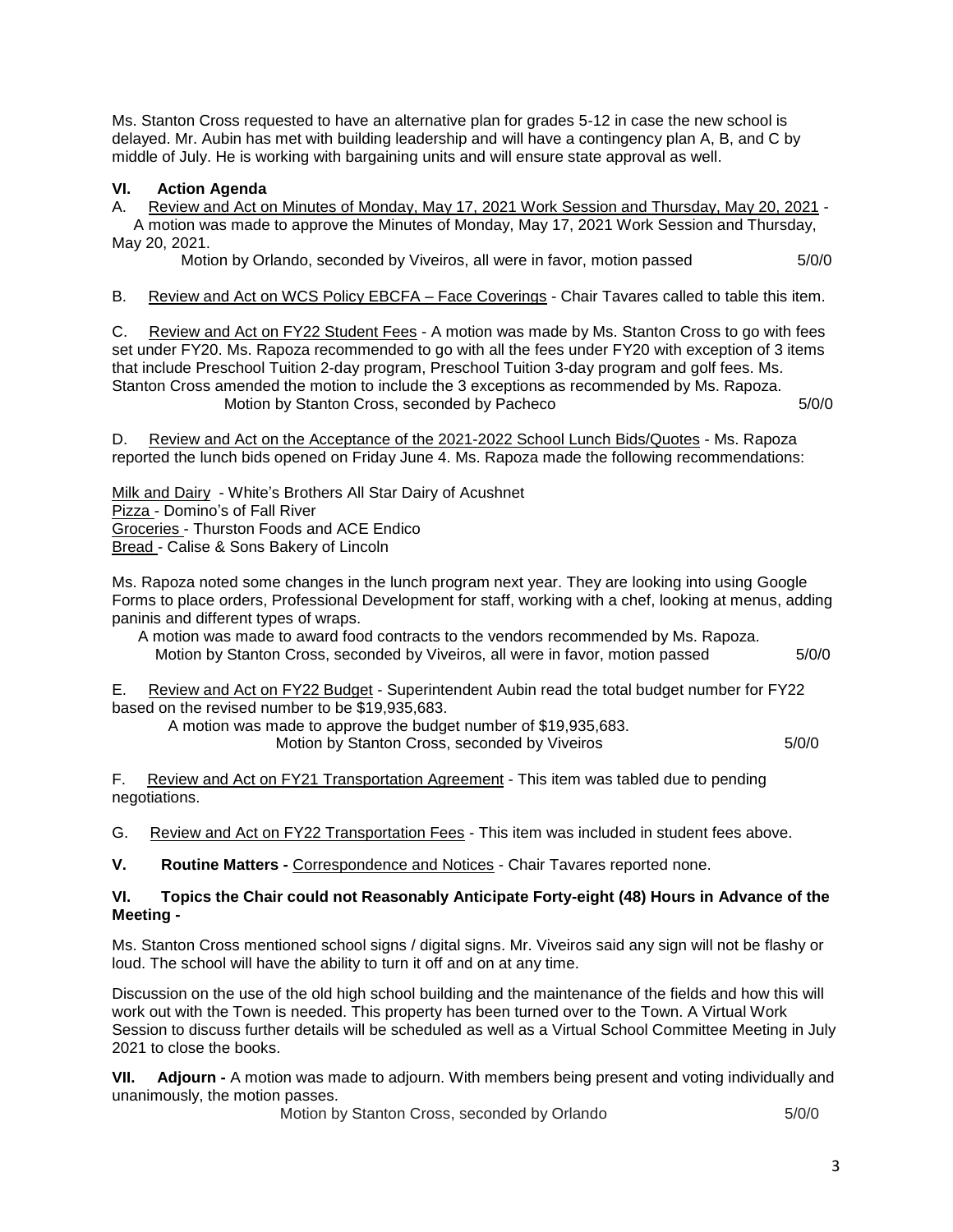Ms. Stanton Cross requested to have an alternative plan for grades 5-12 in case the new school is delayed. Mr. Aubin has met with building leadership and will have a contingency plan A, B, and C by middle of July. He is working with bargaining units and will ensure state approval as well.

**VI. Action Agenda**

A. Review and Act on Minutes of Monday, May 17, 2021 Work Session and Thursday, May 20, 2021 - A motion was made to approve the Minutes of Monday, May 17, 2021 Work Session and Thursday, May 20, 2021.

Motion by Orlando, seconded by Viveiros, all were in favor, motion passed 5/0/0

B. Review and Act on WCS Policy EBCFA – Face Coverings - Chair Tavares called to table this item.

C. Review and Act on FY22 Student Fees - A motion was made by Ms. Stanton Cross to go with fees set under FY20. Ms. Rapoza recommended to go with all the fees under FY20 with exception of 3 items that include Preschool Tuition 2-day program, Preschool Tuition 3-day program and golf fees. Ms. Stanton Cross amended the motion to include the 3 exceptions as recommended by Ms. Rapoza.

Motion by Stanton Cross, seconded by Pacheco 5/0/0

D. Review and Act on the Acceptance of the 2021-2022 School Lunch Bids/Quotes - Ms. Rapoza reported the lunch bids opened on Friday June 4. Ms. Rapoza made the following recommendations:

Milk and Dairy - White's Brothers All Star Dairy of Acushnet
Pizza - Domino's of Fall River
Groceries - Thurston Foods and ACE Endico
Bread - Calise & Sons Bakery of Lincoln

Ms. Rapoza noted some changes in the lunch program next year. They are looking into using Google Forms to place orders, Professional Development for staff, working with a chef, looking at menus, adding paninis and different types of wraps.

A motion was made to award food contracts to the vendors recommended by Ms. Rapoza.

Motion by Stanton Cross, seconded by Viveiros, all were in favor, motion passed 5/0/0

E. Review and Act on FY22 Budget - Superintendent Aubin read the total budget number for FY22 based on the revised number to be $19,935,683.

A motion was made to approve the budget number of $19,935,683.

Motion by Stanton Cross, seconded by Viveiros 5/0/0

F. Review and Act on FY21 Transportation Agreement - This item was tabled due to pending negotiations.

G. Review and Act on FY22 Transportation Fees - This item was included in student fees above.

**V. Routine Matters -** Correspondence and Notices - Chair Tavares reported none.

**VI. Topics the Chair could not Reasonably Anticipate Forty-eight (48) Hours in Advance of the Meeting -**

Ms. Stanton Cross mentioned school signs / digital signs. Mr. Viveiros said any sign will not be flashy or loud. The school will have the ability to turn it off and on at any time.

Discussion on the use of the old high school building and the maintenance of the fields and how this will work out with the Town is needed. This property has been turned over to the Town. A Virtual Work Session to discuss further details will be scheduled as well as a Virtual School Committee Meeting in July 2021 to close the books.

**VII. Adjourn -** A motion was made to adjourn. With members being present and voting individually and unanimously, the motion passes.

Motion by Stanton Cross, seconded by Orlando 5/0/0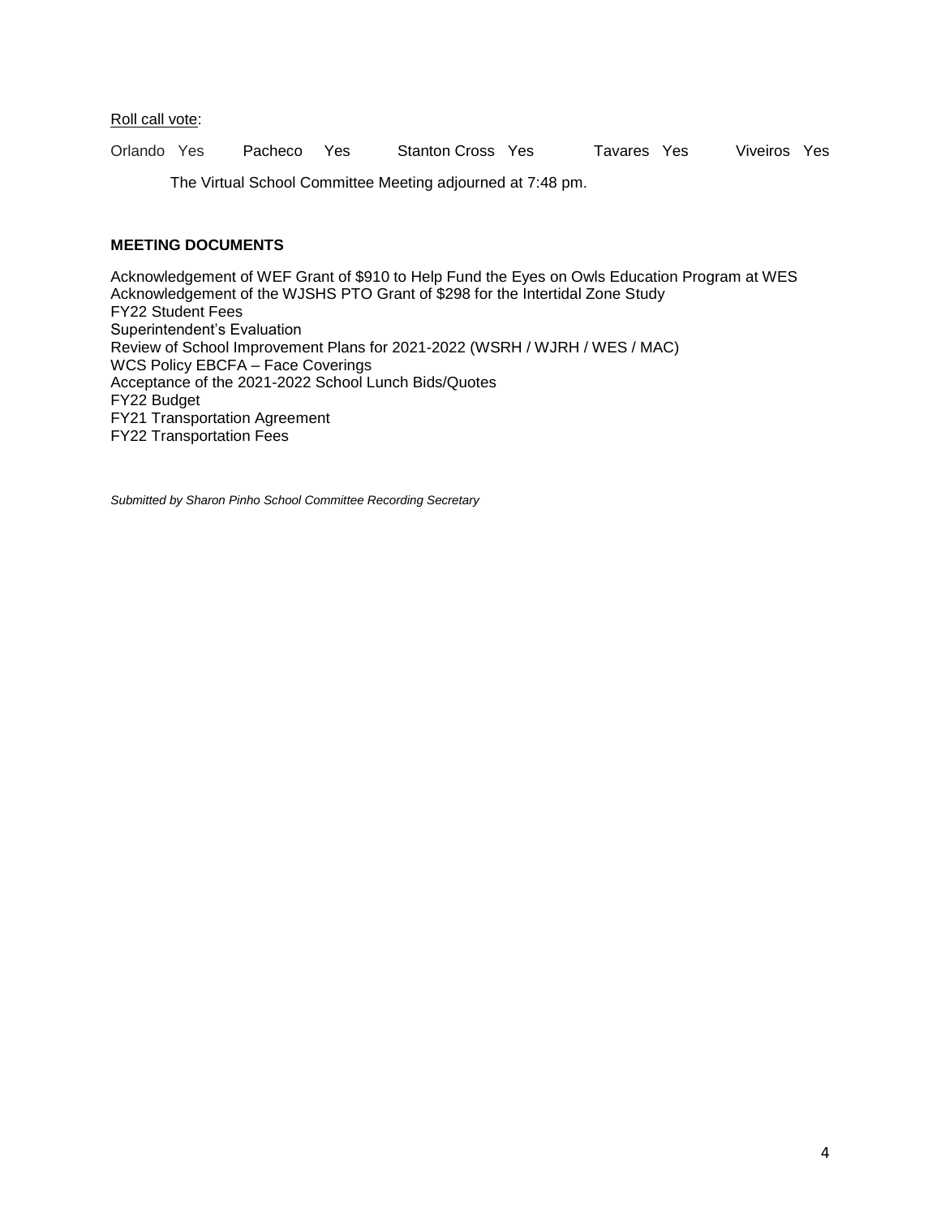Roll call vote:

Orlando Yes Pacheco Yes Stanton Cross Yes Tavares Yes Viveiros Yes

The Virtual School Committee Meeting adjourned at 7:48 pm.

**MEETING DOCUMENTS**

Acknowledgement of WEF Grant of $910 to Help Fund the Eyes on Owls Education Program at WES
Acknowledgement of the WJSHS PTO Grant of $298 for the Intertidal Zone Study
FY22 Student Fees
Superintendent's Evaluation
Review of School Improvement Plans for 2021-2022 (WSRH / WJRH / WES / MAC)
WCS Policy EBCFA – Face Coverings
Acceptance of the 2021-2022 School Lunch Bids/Quotes
FY22 Budget
FY21 Transportation Agreement
FY22 Transportation Fees

*Submitted by Sharon Pinho School Committee Recording Secretary*